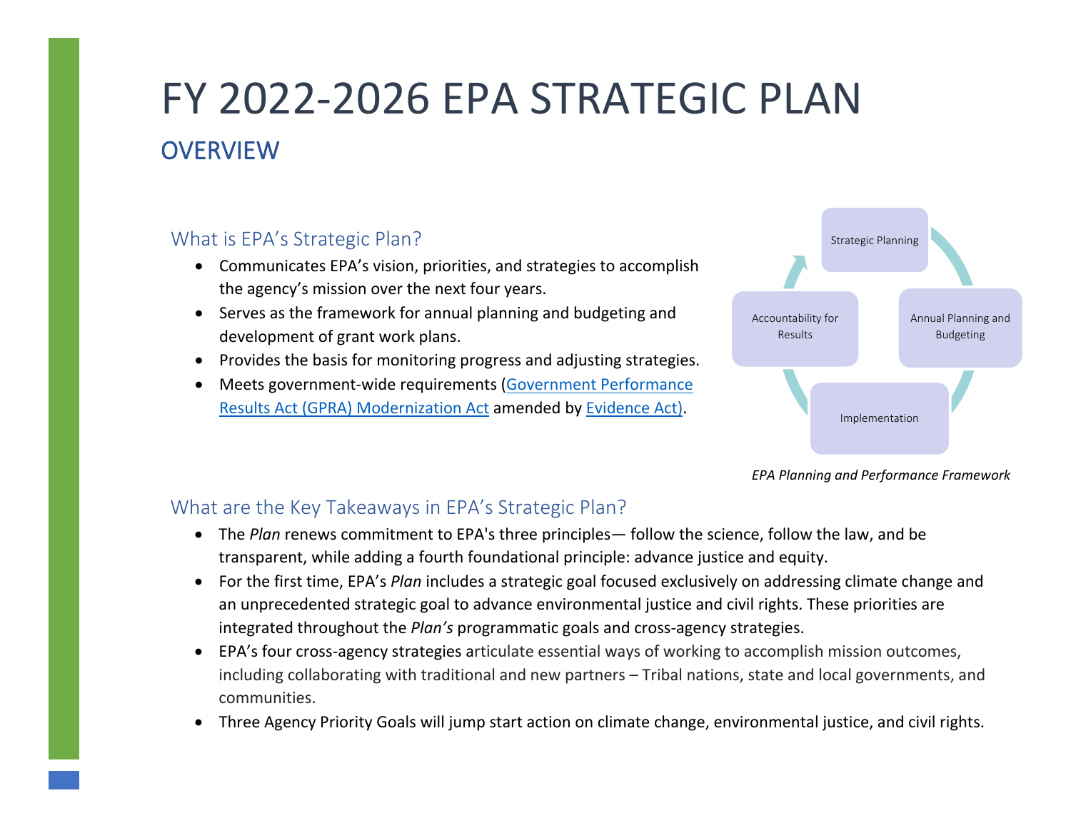# FY 2022-2026 EPA STRATEGIC PLAN

## OVERVIEW

### What is EPA's Strategic Plan?

- Communicates EPA's vision, priorities, and strategies to accomplish the agency's mission over the next four years.
- Serves as the framework for annual planning and budgeting and development of grant work plans.
- Provides the basis for monitoring progress and adjusting strategies.
- Meets government-wide requirements (Government Performance Results Act (GPRA) Modernization Act amended by Evidence Act).

Strategic Planning

Annual Planning and Budgeting

Implementation

Accountability for Results

*EPA Planning and Performance Framework*

### What are the Key Takeaways in EPA's Strategic Plan?

- The *Plan* renews commitment to EPA's three principles— follow the science, follow the law, and be transparent, while adding a fourth foundational principle: advance justice and equity.
- For the first time, EPA's *Plan* includes a strategic goal focused exclusively on addressing climate change and an unprecedented strategic goal to advance environmental justice and civil rights. These priorities are integrated throughout the *Plan's* programmatic goals and cross-agency strategies.
- EPA's four cross-agency strategies articulate essential ways of working to accomplish mission outcomes, including collaborating with traditional and new partners – Tribal nations, state and local governments, and communities.
- Three Agency Priority Goals will jump start action on climate change, environmental justice, and civil rights.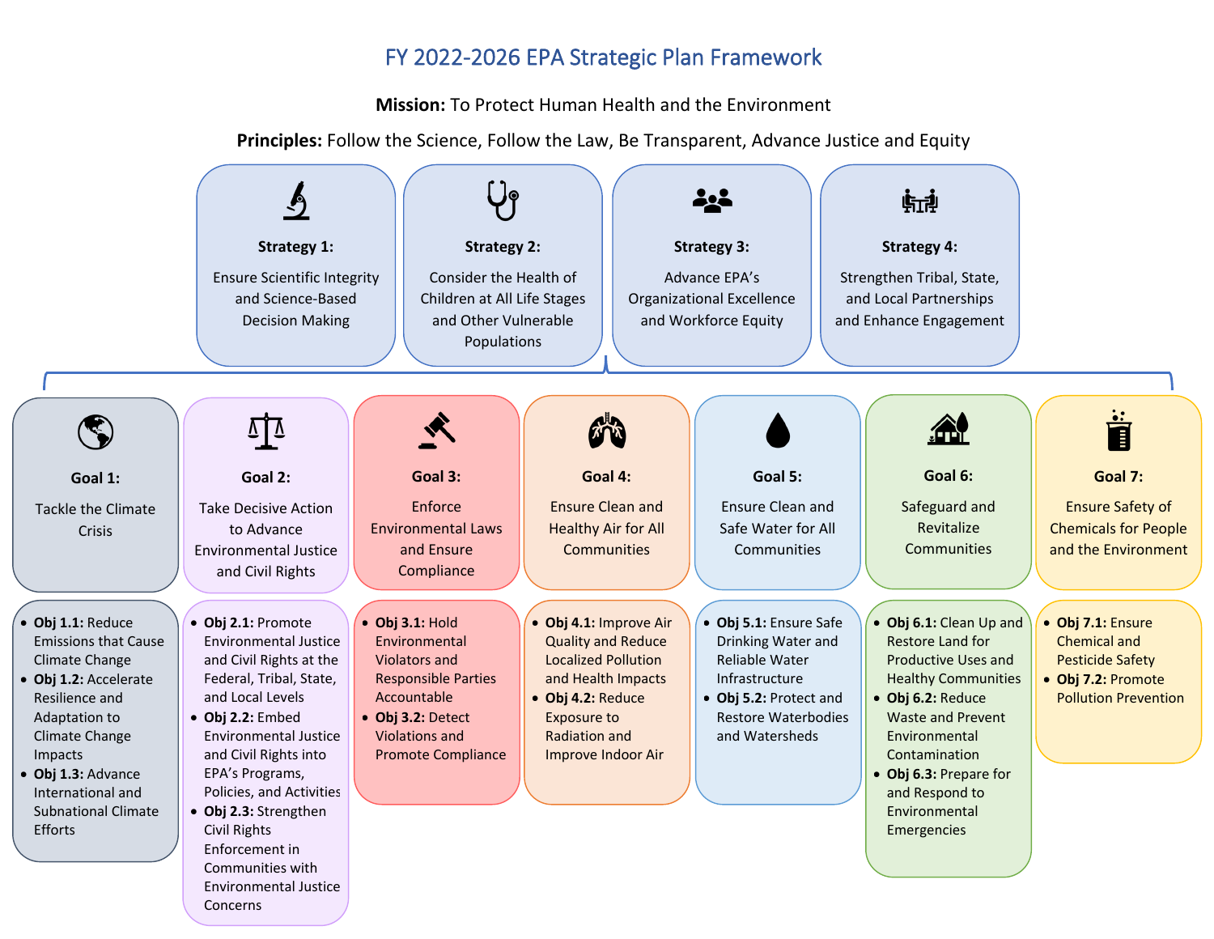# FY 2022-2026 EPA Strategic Plan Framework

**Mission:** To Protect Human Health and the Environment

**Principles:** Follow the Science, Follow the Law, Be Transparent, Advance Justice and Equity

## Strategies

**Strategy 1:** Ensure Scientific Integrity and Science-Based Decision Making

**Strategy 2:** Consider the Health of Children at All Life Stages and Other Vulnerable Populations

**Strategy 3:** Advance EPA's Organizational Excellence and Workforce Equity

**Strategy 4:** Strengthen Tribal, State, and Local Partnerships and Enhance Engagement

## Goals and Objectives

### Goal 1: Tackle the Climate Crisis

- **Obj 1.1:** Reduce Emissions that Cause Climate Change
- **Obj 1.2:** Accelerate Resilience and Adaptation to Climate Change Impacts
- **Obj 1.3:** Advance International and Subnational Climate Efforts

### Goal 2: Take Decisive Action to Advance Environmental Justice and Civil Rights

- **Obj 2.1:** Promote Environmental Justice and Civil Rights at the Federal, Tribal, State, and Local Levels
- **Obj 2.2:** Embed Environmental Justice and Civil Rights into EPA's Programs, Policies, and Activities
- **Obj 2.3:** Strengthen Civil Rights Enforcement in Communities with Environmental Justice Concerns

### Goal 3: Enforce Environmental Laws and Ensure Compliance

- **Obj 3.1:** Hold Environmental Violators and Responsible Parties Accountable
- **Obj 3.2:** Detect Violations and Promote Compliance

### Goal 4: Ensure Clean and Healthy Air for All Communities

- **Obj 4.1:** Improve Air Quality and Reduce Localized Pollution and Health Impacts
- **Obj 4.2:** Reduce Exposure to Radiation and Improve Indoor Air

### Goal 5: Ensure Clean and Safe Water for All Communities

- **Obj 5.1:** Ensure Safe Drinking Water and Reliable Water Infrastructure
- **Obj 5.2:** Protect and Restore Waterbodies and Watersheds

### Goal 6: Safeguard and Revitalize Communities

- **Obj 6.1:** Clean Up and Restore Land for Productive Uses and Healthy Communities
- **Obj 6.2:** Reduce Waste and Prevent Environmental Contamination
- **Obj 6.3:** Prepare for and Respond to Environmental Emergencies

### Goal 7: Ensure Safety of Chemicals for People and the Environment

- **Obj 7.1:** Ensure Chemical and Pesticide Safety
- **Obj 7.2:** Promote Pollution Prevention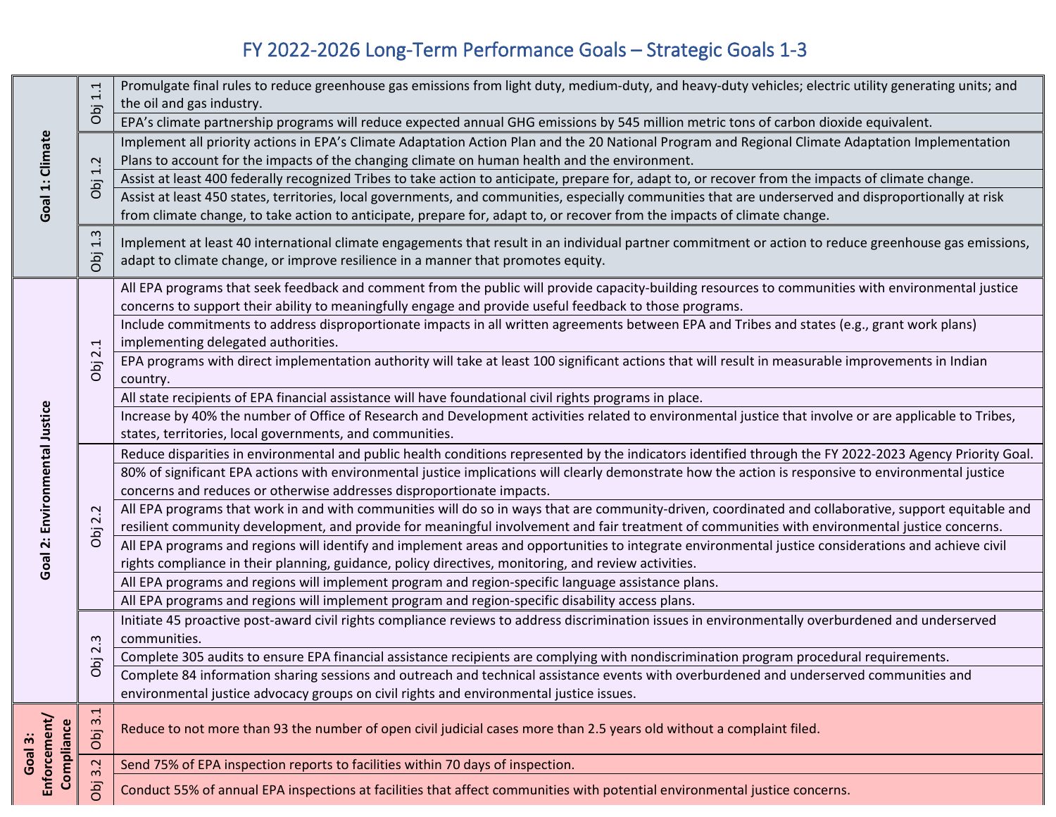# FY 2022-2026 Long-Term Performance Goals – Strategic Goals 1-3

| | | |
|---|---|---|
| Goal 1: Climate | Obj 1.1 | Promulgate final rules to reduce greenhouse gas emissions from light duty, medium-duty, and heavy-duty vehicles; electric utility generating units; and the oil and gas industry. |
| | | EPA's climate partnership programs will reduce expected annual GHG emissions by 545 million metric tons of carbon dioxide equivalent. |
| | Obj 1.2 | Implement all priority actions in EPA's Climate Adaptation Action Plan and the 20 National Program and Regional Climate Adaptation Implementation Plans to account for the impacts of the changing climate on human health and the environment. |
| | | Assist at least 400 federally recognized Tribes to take action to anticipate, prepare for, adapt to, or recover from the impacts of climate change. |
| | | Assist at least 450 states, territories, local governments, and communities, especially communities that are underserved and disproportionally at risk from climate change, to take action to anticipate, prepare for, adapt to, or recover from the impacts of climate change. |
| | Obj 1.3 | Implement at least 40 international climate engagements that result in an individual partner commitment or action to reduce greenhouse gas emissions, adapt to climate change, or improve resilience in a manner that promotes equity. |
| Goal 2: Environmental Justice | Obj 2.1 | All EPA programs that seek feedback and comment from the public will provide capacity-building resources to communities with environmental justice concerns to support their ability to meaningfully engage and provide useful feedback to those programs. |
| | | Include commitments to address disproportionate impacts in all written agreements between EPA and Tribes and states (e.g., grant work plans) implementing delegated authorities. |
| | | EPA programs with direct implementation authority will take at least 100 significant actions that will result in measurable improvements in Indian country. |
| | | All state recipients of EPA financial assistance will have foundational civil rights programs in place. |
| | | Increase by 40% the number of Office of Research and Development activities related to environmental justice that involve or are applicable to Tribes, states, territories, local governments, and communities. |
| | Obj 2.2 | Reduce disparities in environmental and public health conditions represented by the indicators identified through the FY 2022-2023 Agency Priority Goal. |
| | | 80% of significant EPA actions with environmental justice implications will clearly demonstrate how the action is responsive to environmental justice concerns and reduces or otherwise addresses disproportionate impacts. |
| | | All EPA programs that work in and with communities will do so in ways that are community-driven, coordinated and collaborative, support equitable and resilient community development, and provide for meaningful involvement and fair treatment of communities with environmental justice concerns. |
| | | All EPA programs and regions will identify and implement areas and opportunities to integrate environmental justice considerations and achieve civil rights compliance in their planning, guidance, policy directives, monitoring, and review activities. |
| | | All EPA programs and regions will implement program and region-specific language assistance plans. |
| | | All EPA programs and regions will implement program and region-specific disability access plans. |
| | Obj 2.3 | Initiate 45 proactive post-award civil rights compliance reviews to address discrimination issues in environmentally overburdened and underserved communities. |
| | | Complete 305 audits to ensure EPA financial assistance recipients are complying with nondiscrimination program procedural requirements. |
| | | Complete 84 information sharing sessions and outreach and technical assistance events with overburdened and underserved communities and environmental justice advocacy groups on civil rights and environmental justice issues. |
| Goal 3: Enforcement/ Compliance | Obj 3.1 | Reduce to not more than 93 the number of open civil judicial cases more than 2.5 years old without a complaint filed. |
| | Obj 3.2 | Send 75% of EPA inspection reports to facilities within 70 days of inspection. |
| | | Conduct 55% of annual EPA inspections at facilities that affect communities with potential environmental justice concerns. |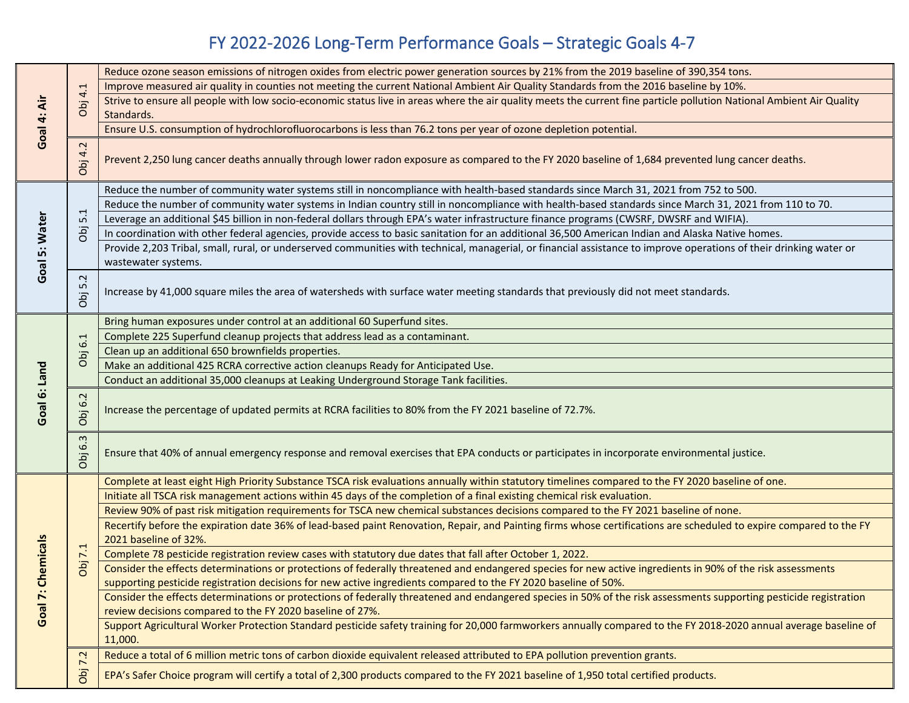# FY 2022-2026 Long-Term Performance Goals – Strategic Goals 4-7

| Goal | Objective | Long-Term Performance Goal |
| --- | --- | --- |
| Goal 4: Air | Obj 4.1 | Reduce ozone season emissions of nitrogen oxides from electric power generation sources by 21% from the 2019 baseline of 390,354 tons. |
| | | Improve measured air quality in counties not meeting the current National Ambient Air Quality Standards from the 2016 baseline by 10%. |
| | | Strive to ensure all people with low socio-economic status live in areas where the air quality meets the current fine particle pollution National Ambient Air Quality Standards. |
| | | Ensure U.S. consumption of hydrochlorofluorocarbons is less than 76.2 tons per year of ozone depletion potential. |
| | Obj 4.2 | Prevent 2,250 lung cancer deaths annually through lower radon exposure as compared to the FY 2020 baseline of 1,684 prevented lung cancer deaths. |
| Goal 5: Water | Obj 5.1 | Reduce the number of community water systems still in noncompliance with health-based standards since March 31, 2021 from 752 to 500. |
| | | Reduce the number of community water systems in Indian country still in noncompliance with health-based standards since March 31, 2021 from 110 to 70. |
| | | Leverage an additional $45 billion in non-federal dollars through EPA's water infrastructure finance programs (CWSRF, DWSRF and WIFIA). |
| | | In coordination with other federal agencies, provide access to basic sanitation for an additional 36,500 American Indian and Alaska Native homes. |
| | | Provide 2,203 Tribal, small, rural, or underserved communities with technical, managerial, or financial assistance to improve operations of their drinking water or wastewater systems. |
| | Obj 5.2 | Increase by 41,000 square miles the area of watersheds with surface water meeting standards that previously did not meet standards. |
| Goal 6: Land | Obj 6.1 | Bring human exposures under control at an additional 60 Superfund sites. |
| | | Complete 225 Superfund cleanup projects that address lead as a contaminant. |
| | | Clean up an additional 650 brownfields properties. |
| | | Make an additional 425 RCRA corrective action cleanups Ready for Anticipated Use. |
| | | Conduct an additional 35,000 cleanups at Leaking Underground Storage Tank facilities. |
| | Obj 6.2 | Increase the percentage of updated permits at RCRA facilities to 80% from the FY 2021 baseline of 72.7%. |
| | Obj 6.3 | Ensure that 40% of annual emergency response and removal exercises that EPA conducts or participates in incorporate environmental justice. |
| Goal 7: Chemicals | Obj 7.1 | Complete at least eight High Priority Substance TSCA risk evaluations annually within statutory timelines compared to the FY 2020 baseline of one. |
| | | Initiate all TSCA risk management actions within 45 days of the completion of a final existing chemical risk evaluation. |
| | | Review 90% of past risk mitigation requirements for TSCA new chemical substances decisions compared to the FY 2021 baseline of none. |
| | | Recertify before the expiration date 36% of lead-based paint Renovation, Repair, and Painting firms whose certifications are scheduled to expire compared to the FY 2021 baseline of 32%. |
| | | Complete 78 pesticide registration review cases with statutory due dates that fall after October 1, 2022. |
| | | Consider the effects determinations or protections of federally threatened and endangered species for new active ingredients in 90% of the risk assessments supporting pesticide registration decisions for new active ingredients compared to the FY 2020 baseline of 50%. |
| | | Consider the effects determinations or protections of federally threatened and endangered species in 50% of the risk assessments supporting pesticide registration review decisions compared to the FY 2020 baseline of 27%. |
| | | Support Agricultural Worker Protection Standard pesticide safety training for 20,000 farmworkers annually compared to the FY 2018-2020 annual average baseline of 11,000. |
| | Obj 7.2 | Reduce a total of 6 million metric tons of carbon dioxide equivalent released attributed to EPA pollution prevention grants. |
| | | EPA's Safer Choice program will certify a total of 2,300 products compared to the FY 2021 baseline of 1,950 total certified products. |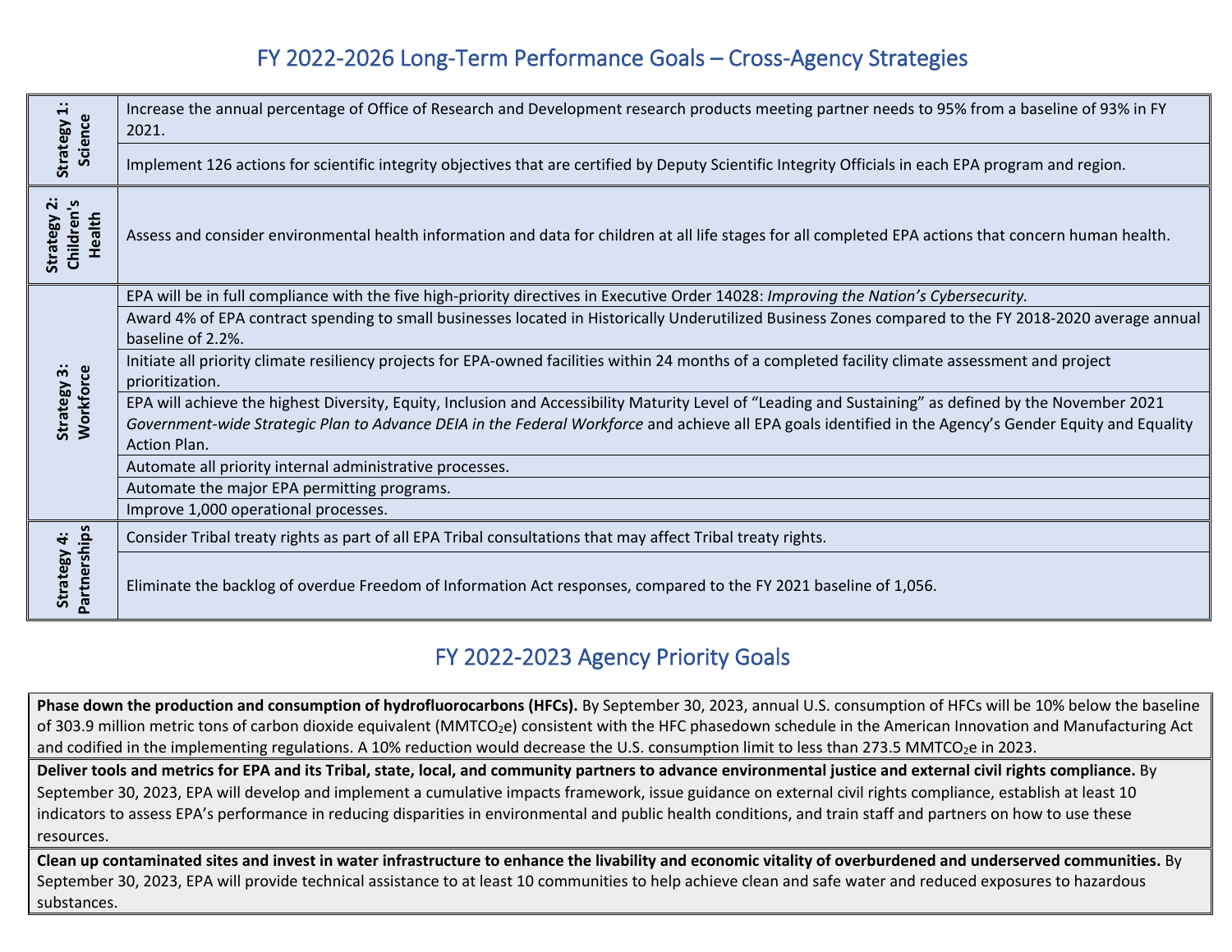## FY 2022-2026 Long-Term Performance Goals – Cross-Agency Strategies

| | |
|---|---|
| **Strategy 1: Science** | Increase the annual percentage of Office of Research and Development research products meeting partner needs to 95% from a baseline of 93% in FY 2021. |
| | Implement 126 actions for scientific integrity objectives that are certified by Deputy Scientific Integrity Officials in each EPA program and region. |
| **Strategy 2: Children's Health** | Assess and consider environmental health information and data for children at all life stages for all completed EPA actions that concern human health. |
| **Strategy 3: Workforce** | EPA will be in full compliance with the five high-priority directives in Executive Order 14028: *Improving the Nation's Cybersecurity.* |
| | Award 4% of EPA contract spending to small businesses located in Historically Underutilized Business Zones compared to the FY 2018-2020 average annual baseline of 2.2%. |
| | Initiate all priority climate resiliency projects for EPA-owned facilities within 24 months of a completed facility climate assessment and project prioritization. |
| | EPA will achieve the highest Diversity, Equity, Inclusion and Accessibility Maturity Level of "Leading and Sustaining" as defined by the November 2021 *Government-wide Strategic Plan to Advance DEIA in the Federal Workforce* and achieve all EPA goals identified in the Agency's Gender Equity and Equality Action Plan. |
| | Automate all priority internal administrative processes. |
| | Automate the major EPA permitting programs. |
| | Improve 1,000 operational processes. |
| **Strategy 4: Partnerships** | Consider Tribal treaty rights as part of all EPA Tribal consultations that may affect Tribal treaty rights. |
| | Eliminate the backlog of overdue Freedom of Information Act responses, compared to the FY 2021 baseline of 1,056. |

## FY 2022-2023 Agency Priority Goals

**Phase down the production and consumption of hydrofluorocarbons (HFCs).** By September 30, 2023, annual U.S. consumption of HFCs will be 10% below the baseline of 303.9 million metric tons of carbon dioxide equivalent ($MMTCO_2e$) consistent with the HFC phasedown schedule in the American Innovation and Manufacturing Act and codified in the implementing regulations. A 10% reduction would decrease the U.S. consumption limit to less than 273.5 $MMTCO_2e$ in 2023.

**Deliver tools and metrics for EPA and its Tribal, state, local, and community partners to advance environmental justice and external civil rights compliance.** By September 30, 2023, EPA will develop and implement a cumulative impacts framework, issue guidance on external civil rights compliance, establish at least 10 indicators to assess EPA's performance in reducing disparities in environmental and public health conditions, and train staff and partners on how to use these resources.

**Clean up contaminated sites and invest in water infrastructure to enhance the livability and economic vitality of overburdened and underserved communities.** By September 30, 2023, EPA will provide technical assistance to at least 10 communities to help achieve clean and safe water and reduced exposures to hazardous substances.